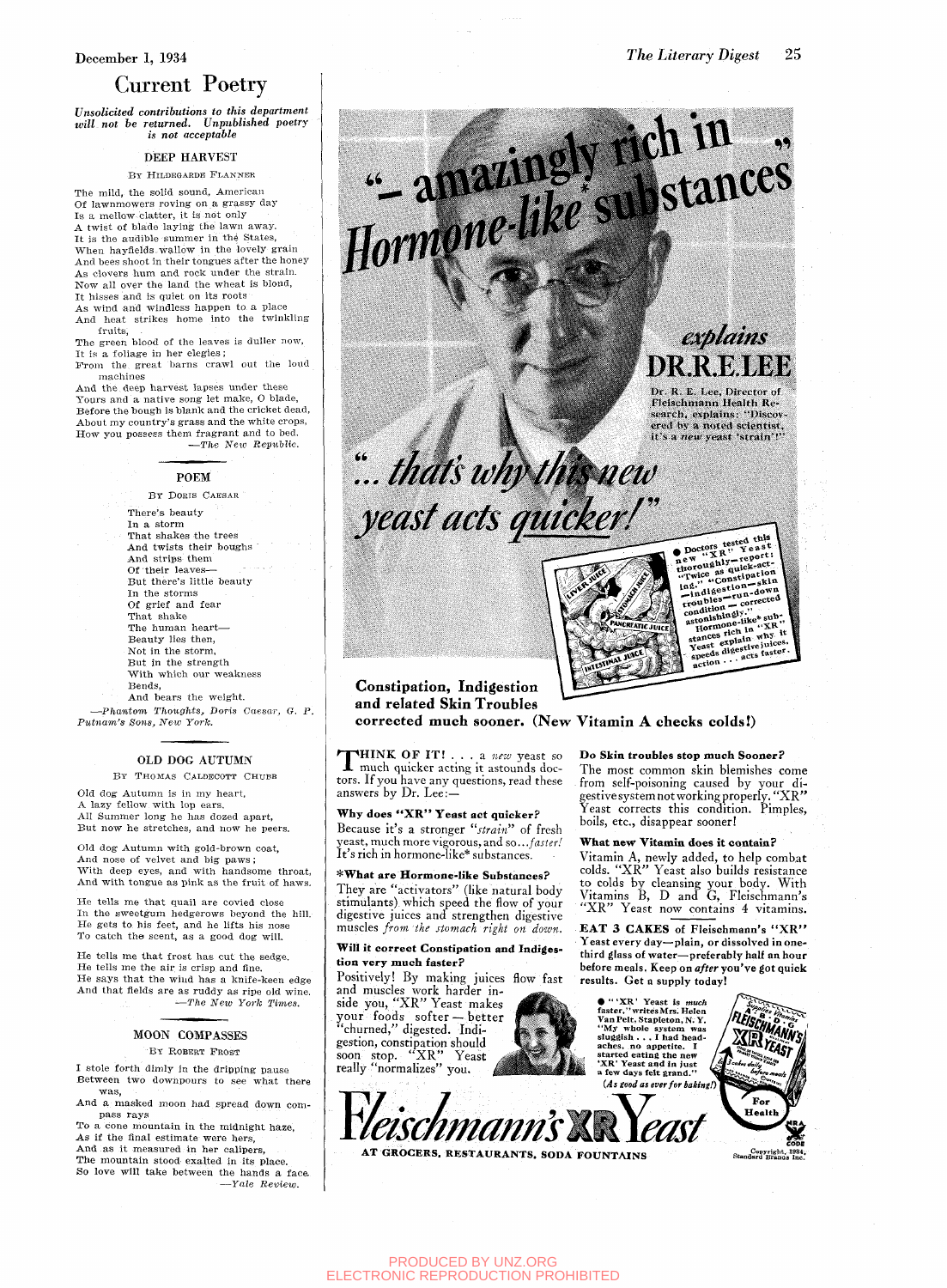# Current Poetry

*Unsolicited contributions to this department will not be returned. Unpublished poetry is not acceptable*

## DEEP HARVEST

By Hildegarde Flanner

The mild, the solid sound, American
Of lawnmowers roving on a grassy day
Is a mellow clatter, it is not only
A twist of blade laying the lawn away.
It is the audible summer in the States,
When hayfields wallow in the lovely grain
And bees shoot in their tongues after the honey
As clovers hum and rock under the strain.
Now all over the land the wheat is blond,
It hisses and is quiet on its roots
As wind and windless happen to a place
And heat strikes home into the twinkling fruits,
The green blood of the leaves is duller now,
It is a foliage in her elegies;
From the great barns crawl out the loud machines
And the deep harvest lapses under these
Yours and a native song let make, O blade,
Before the bough is blank and the cricket dead,
About my country's grass and the white crops,
How you possess them fragrant and to bed.

—*The New Republic.*

## POEM

By Doris Caesar

There's beauty
In a storm
That shakes the trees
And twists their boughs
And strips them
Of their leaves—
But there's little beauty
In the storms
Of grief and fear
That shake
The human heart—
Beauty lies then,
Not in the storm,
But in the strength
With which our weakness
Bends,
And bears the weight.

—*Phantom Thoughts, Doris Caesar, G. P. Putnam's Sons, New York.*

## OLD DOG AUTUMN

By Thomas Caldecott Chubb

Old dog Autumn is in my heart,
A lazy fellow with lop ears.
All Summer long he has dozed apart,
But now he stretches, and now he peers.

Old dog Autumn with gold-brown coat,
And nose of velvet and big paws;
With deep eyes, and with handsome throat,
And with tongue as pink as the fruit of haws.

He tells me that quail are covied close
In the sweetgum hedgerows beyond the hill.
He gets to his feet, and he lifts his nose
To catch the scent, as a good dog will.

He tells me that frost has cut the sedge.
He tells me the air is crisp and fine.
He says that the wind has a knife-keen edge
And that fields are as ruddy as ripe old wine.

—*The New York Times.*

## MOON COMPASSES

By Robert Frost

I stole forth dimly in the dripping pause
Between two downpours to see what there was,
And a masked moon had spread down compass rays
To a cone mountain in the midnight haze,
As if the final estimate were hers,
And as it measured in her calipers,
The mountain stood exalted in its place.
So love will take between the hands a face.

—*Yale Review.*

---

# "—amazingly rich in Hormone-like* substances"

*explains* **DR. R. E. LEE**

Dr. R. E. Lee, Director of Fleischmann Health Research, explains: "Discovered by a noted scientist, it's a *new* yeast 'strain'!"

# "... that's why this new yeast acts quicker!"

● Doctors tested this new "XR" Yeast thoroughly—report: "Twice as quick-acting." "Constipation—indigestion—run-down—skin troubles—condition corrected astonishingly." Hormone-like* substances rich in "XR" Yeast explain why it speeds digestive juices, action . . . acts faster.

LIVER JUICE · STOMACH JUICE · PANCREATIC JUICE · INTESTINAL JUICE

**Constipation, Indigestion and related Skin Troubles corrected much sooner. (New Vitamin A checks colds!)**

THINK OF IT! . . . a *new* yeast so much quicker acting it astounds doctors. If you have any questions, read these answers by Dr. Lee:—

**Why does "XR" Yeast act quicker?**
Because it's a stronger "*strain*" of fresh yeast, much more vigorous, and so . . . *faster!* It's rich in hormone-like* substances.

**\*What are Hormone-like Substances?**
They are "activators" (like natural body stimulants) which speed the flow of your digestive juices and strengthen digestive muscles *from the stomach right on down.*

**Will it correct Constipation and Indigestion very much faster?**
Positively! By making juices flow fast and muscles work harder inside you, "XR" Yeast makes your foods softer — better "churned," digested. Indigestion, constipation should soon stop. "XR" Yeast really "normalizes" you.

**Do Skin troubles stop much Sooner?**
The most common skin blemishes come from self-poisoning caused by your digestive system not working properly. "XR" Yeast corrects this condition. Pimples, boils, etc., disappear sooner!

**What new Vitamin does it contain?**
Vitamin A, newly added, to help combat colds. "XR" Yeast also builds resistance to colds by cleansing your body. With Vitamins B, D and G, Fleischmann's "XR" Yeast now contains 4 vitamins.

**EAT 3 CAKES** of Fleischmann's "XR" Yeast every day—plain, or dissolved in one-third glass of water—preferably half an hour before meals. Keep on *after* you've got quick results. Get a supply today!

● "'XR' Yeast is *much* faster," writes Mrs. Helen Van Pelt, Stapleton, N. Y. "My whole system was sluggish . . . I had headaches, no appetite. I started eating the new 'XR' Yeast and in just a few days felt grand."

*(As good as ever for baking!)*

# Fleischmann's XR Yeast

**AT GROCERS, RESTAURANTS, SODA FOUNTAINS**

For Health

Copyright, 1934, Standard Brands Inc.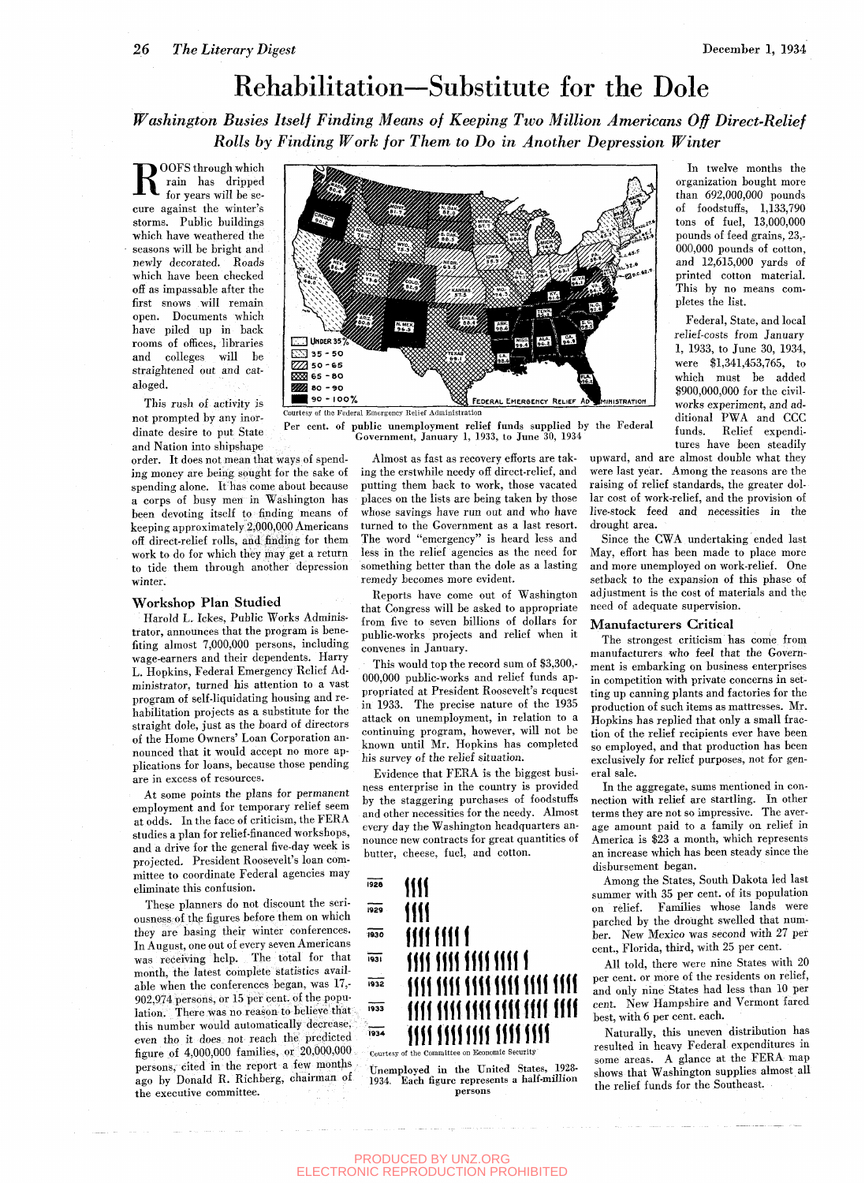# Rehabilitation—Substitute for the Dole

## *Washington Busies Itself Finding Means of Keeping Two Million Americans Off Direct-Relief Rolls by Finding Work for Them to Do in Another Depression Winter*

ROOFS through which rain has dripped for years will be secure against the winter's storms. Public buildings which have weathered the seasons will be bright and newly decorated. Roads which have been checked off as impassable after the first snows will remain open. Documents which have piled up in back rooms of offices, libraries and colleges will be straightened out and cataloged.

This rush of activity is not prompted by any inordinate desire to put State and Nation into shipshape order. It does not mean that ways of spending money are being sought for the sake of spending alone. It has come about because a corps of busy men in Washington has been devoting itself to finding means of keeping approximately 2,000,000 Americans off direct-relief rolls, and finding for them work to do for which they may get a return to tide them through another depression winter.

UNDER 35%
35 - 50
50 - 65
65 - 80
80 - 90
90 - 100%
FEDERAL EMERGENCY RELIEF ADMINISTRATION

Courtesy of the Federal Emergency Relief Administration

Per cent. of public unemployment relief funds supplied by the Federal Government, January 1, 1933, to June 30, 1934

### Workshop Plan Studied

Harold L. Ickes, Public Works Administrator, announces that the program is benefiting almost 7,000,000 persons, including wage-earners and their dependents. Harry L. Hopkins, Federal Emergency Relief Administrator, turned his attention to a vast program of self-liquidating housing and rehabilitation projects as a substitute for the straight dole, just as the board of directors of the Home Owners' Loan Corporation announced that it would accept no more applications for loans, because those pending are in excess of resources.

At some points the plans for permanent employment and for temporary relief seem at odds. In the face of criticism, the FERA studies a plan for relief-financed workshops, and a drive for the general five-day week is projected. President Roosevelt's loan committee to coordinate Federal agencies may eliminate this confusion.

These planners do not discount the seriousness of the figures before them on which they are basing their winter conferences. In August, one out of every seven Americans was receiving help. The total for that month, the latest complete statistics available when the conferences began, was 17,902,974 persons, or 15 per cent. of the population. There was no reason to believe that this number would automatically decrease, even tho it does not reach the predicted figure of 4,000,000 families, or 20,000,000 persons, cited in the report a few months ago by Donald R. Richberg, chairman of the executive committee.

Almost as fast as recovery efforts are taking the erstwhile needy off direct-relief, and putting them back to work, those vacated places on the lists are being taken by those whose savings have run out and who have turned to the Government as a last resort. The word "emergency" is heard less and less in the relief agencies as the need for something better than the dole as a lasting remedy becomes more evident.

Reports have come out of Washington that Congress will be asked to appropriate from five to seven billions of dollars for public-works projects and relief when it convenes in January.

This would top the record sum of $3,300,000,000 public-works and relief funds appropriated at President Roosevelt's request in 1933. The precise nature of the 1935 attack on unemployment, in relation to a continuing program, however, will not be known until Mr. Hopkins has completed his survey of the relief situation.

Evidence that FERA is the biggest business enterprise in the country is provided by the staggering purchases of foodstuffs and other necessities for the needy. Almost every day the Washington headquarters announce new contracts for great quantities of butter, cheese, fuel, and cotton.

1928
1929
1930
1931
1932
1933
1934

Courtesy of the Committee on Economic Security

Unemployed in the United States, 1928-1934. Each figure represents a half-million persons

In twelve months the organization bought more than 692,000,000 pounds of foodstuffs, 1,133,790 tons of fuel, 13,000,000 pounds of feed grains, 23,000,000 pounds of cotton, and 12,615,000 yards of printed cotton material. This by no means completes the list.

Federal, State, and local relief-costs from January 1, 1933, to June 30, 1934, were $1,341,453,765, to which must be added $900,000,000 for the civil-works experiment, and additional PWA and CCC funds. Relief expenditures have been steadily upward, and are almost double what they were last year. Among the reasons are the raising of relief standards, the greater dollar cost of work-relief, and the provision of live-stock feed and necessities in the drought area.

Since the CWA undertaking ended last May, effort has been made to place more and more unemployed on work-relief. One setback to the expansion of this phase of adjustment is the cost of materials and the need of adequate supervision.

### Manufacturers Critical

The strongest criticism has come from manufacturers who feel that the Government is embarking on business enterprises in competition with private concerns in setting up canning plants and factories for the production of such items as mattresses. Mr. Hopkins has replied that only a small fraction of the relief recipients ever have been so employed, and that production has been exclusively for relief purposes, not for general sale.

In the aggregate, sums mentioned in connection with relief are startling. In other terms they are not so impressive. The average amount paid to a family on relief in America is $23 a month, which represents an increase which has been steady since the disbursement began.

Among the States, South Dakota led last summer with 35 per cent. of its population on relief. Families whose lands were parched by the drought swelled that number. New Mexico was second with 27 per cent., Florida, third, with 25 per cent.

All told, there were nine States with 20 per cent. or more of the residents on relief, and only nine States had less than 10 per cent. New Hampshire and Vermont fared best, with 6 per cent. each.

Naturally, this uneven distribution has resulted in heavy Federal expenditures in some areas. A glance at the FERA map shows that Washington supplies almost all the relief funds for the Southeast.